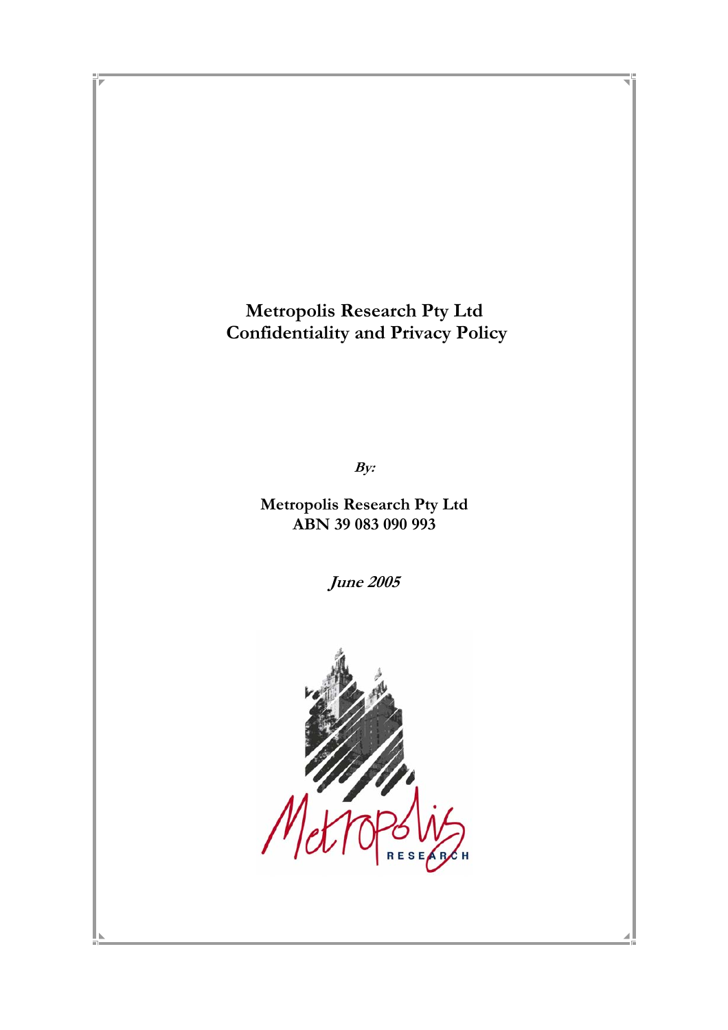# Metropolis Research Pty Ltd
# Confidentiality and Privacy Policy

***By:***

**Metropolis Research Pty Ltd**
**ABN 39 083 090 993**

***June 2005***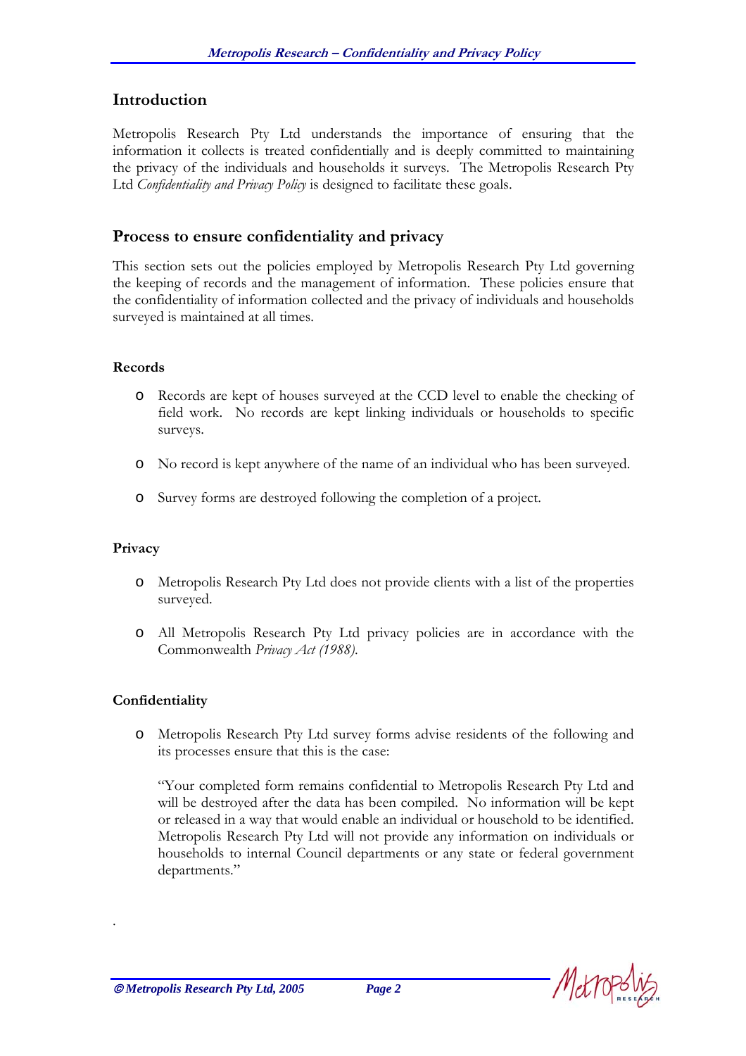## Introduction

Metropolis Research Pty Ltd understands the importance of ensuring that the information it collects is treated confidentially and is deeply committed to maintaining the privacy of the individuals and households it surveys. The Metropolis Research Pty Ltd *Confidentiality and Privacy Policy* is designed to facilitate these goals.

## Process to ensure confidentiality and privacy

This section sets out the policies employed by Metropolis Research Pty Ltd governing the keeping of records and the management of information. These policies ensure that the confidentiality of information collected and the privacy of individuals and households surveyed is maintained at all times.

### Records

- Records are kept of houses surveyed at the CCD level to enable the checking of field work. No records are kept linking individuals or households to specific surveys.
- No record is kept anywhere of the name of an individual who has been surveyed.
- Survey forms are destroyed following the completion of a project.

### Privacy

- Metropolis Research Pty Ltd does not provide clients with a list of the properties surveyed.
- All Metropolis Research Pty Ltd privacy policies are in accordance with the Commonwealth *Privacy Act (1988)*.

### Confidentiality

- Metropolis Research Pty Ltd survey forms advise residents of the following and its processes ensure that this is the case:

  "Your completed form remains confidential to Metropolis Research Pty Ltd and will be destroyed after the data has been compiled. No information will be kept or released in a way that would enable an individual or household to be identified. Metropolis Research Pty Ltd will not provide any information on individuals or households to internal Council departments or any state or federal government departments."